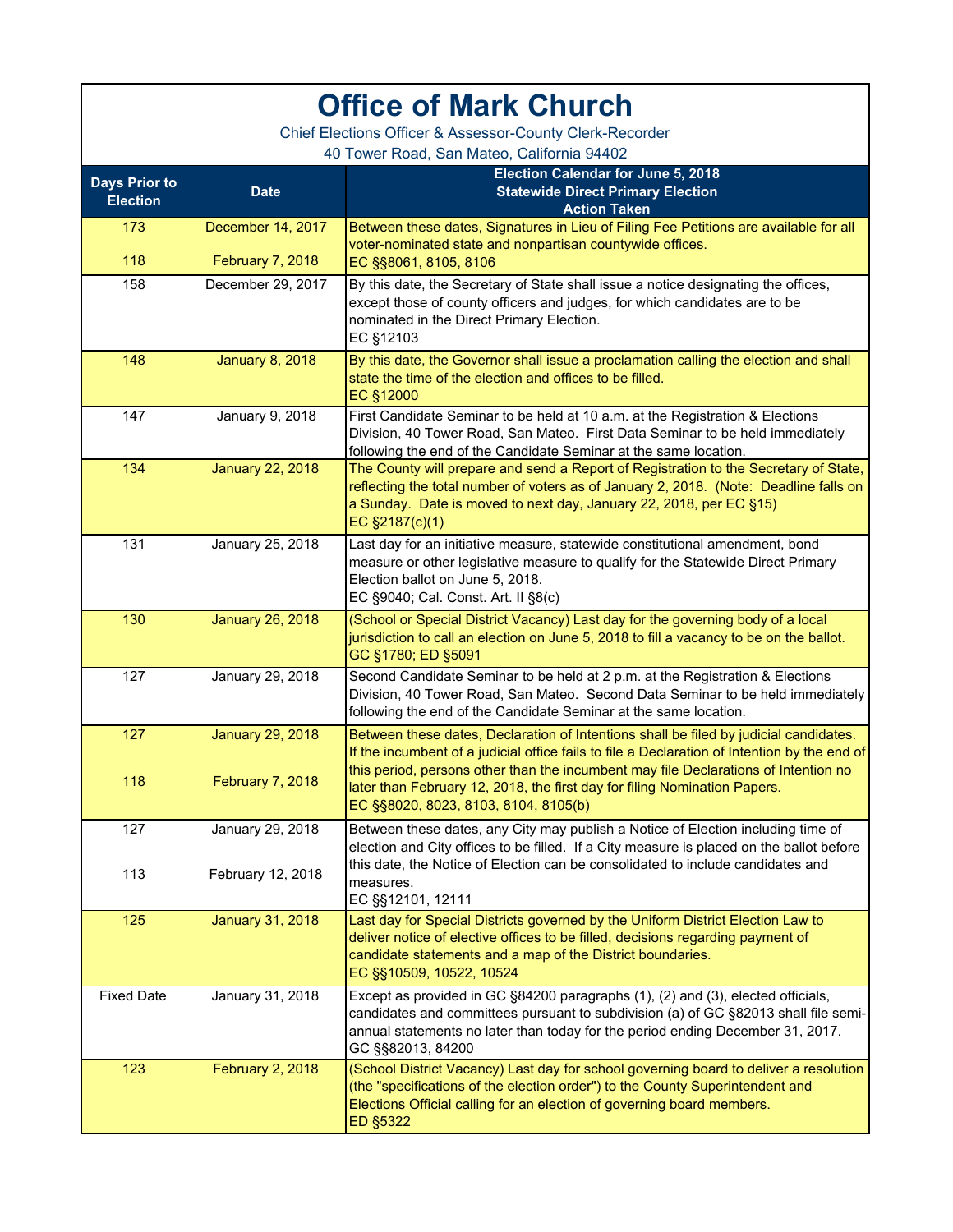# Office of Mark Church

Chief Elections Officer & Assessor-County Clerk-Recorder

40 Tower Road, San Mateo, California 94402

| Days Prior to Election | Date | Election Calendar for June 5, 2018<br>Statewide Direct Primary Election<br>Action Taken |
|---|---|---|
| 173<br><br>118 | December 14, 2017<br><br>February 7, 2018 | Between these dates, Signatures in Lieu of Filing Fee Petitions are available for all voter-nominated state and nonpartisan countywide offices.<br>EC §§8061, 8105, 8106 |
| 158 | December 29, 2017 | By this date, the Secretary of State shall issue a notice designating the offices, except those of county officers and judges, for which candidates are to be nominated in the Direct Primary Election.<br>EC §12103 |
| 148 | January 8, 2018 | By this date, the Governor shall issue a proclamation calling the election and shall state the time of the election and offices to be filled.<br>EC §12000 |
| 147 | January 9, 2018 | First Candidate Seminar to be held at 10 a.m. at the Registration & Elections Division, 40 Tower Road, San Mateo. First Data Seminar to be held immediately following the end of the Candidate Seminar at the same location. |
| 134 | January 22, 2018 | The County will prepare and send a Report of Registration to the Secretary of State, reflecting the total number of voters as of January 2, 2018. (Note: Deadline falls on a Sunday. Date is moved to next day, January 22, 2018, per EC §15)<br>EC §2187(c)(1) |
| 131 | January 25, 2018 | Last day for an initiative measure, statewide constitutional amendment, bond measure or other legislative measure to qualify for the Statewide Direct Primary Election ballot on June 5, 2018.<br>EC §9040; Cal. Const. Art. II §8(c) |
| 130 | January 26, 2018 | (School or Special District Vacancy) Last day for the governing body of a local jurisdiction to call an election on June 5, 2018 to fill a vacancy to be on the ballot.<br>GC §1780; ED §5091 |
| 127 | January 29, 2018 | Second Candidate Seminar to be held at 2 p.m. at the Registration & Elections Division, 40 Tower Road, San Mateo. Second Data Seminar to be held immediately following the end of the Candidate Seminar at the same location. |
| 127<br><br>118 | January 29, 2018<br><br>February 7, 2018 | Between these dates, Declaration of Intentions shall be filed by judicial candidates. If the incumbent of a judicial office fails to file a Declaration of Intention by the end of this period, persons other than the incumbent may file Declarations of Intention no later than February 12, 2018, the first day for filing Nomination Papers.<br>EC §§8020, 8023, 8103, 8104, 8105(b) |
| 127<br><br>113 | January 29, 2018<br><br>February 12, 2018 | Between these dates, any City may publish a Notice of Election including time of election and City offices to be filled. If a City measure is placed on the ballot before this date, the Notice of Election can be consolidated to include candidates and measures.<br>EC §§12101, 12111 |
| 125 | January 31, 2018 | Last day for Special Districts governed by the Uniform District Election Law to deliver notice of elective offices to be filled, decisions regarding payment of candidate statements and a map of the District boundaries.<br>EC §§10509, 10522, 10524 |
| Fixed Date | January 31, 2018 | Except as provided in GC §84200 paragraphs (1), (2) and (3), elected officials, candidates and committees pursuant to subdivision (a) of GC §82013 shall file semi-annual statements no later than today for the period ending December 31, 2017.<br>GC §§82013, 84200 |
| 123 | February 2, 2018 | (School District Vacancy) Last day for school governing board to deliver a resolution (the "specifications of the election order") to the County Superintendent and Elections Official calling for an election of governing board members.<br>ED §5322 |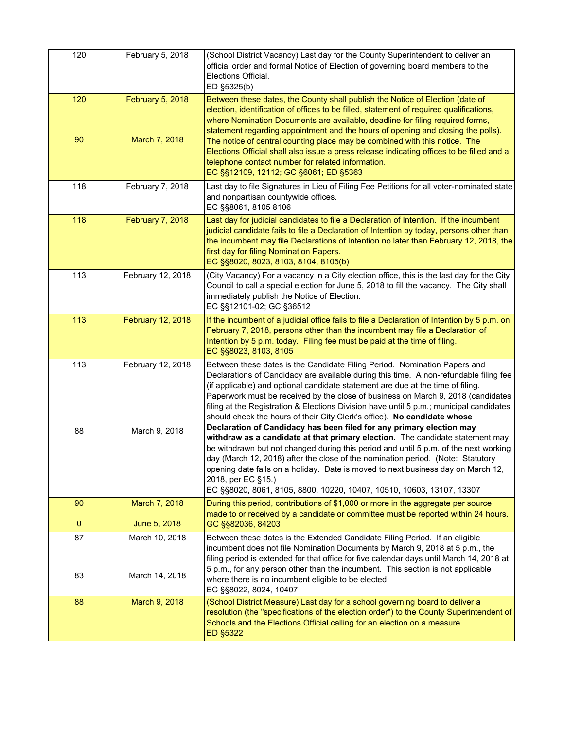| | | |
|---|---|---|
| 120 | February 5, 2018 | (School District Vacancy) Last day for the County Superintendent to deliver an official order and formal Notice of Election of governing board members to the Elections Official.<br>ED §5325(b) |
| 120<br><br>90 | February 5, 2018<br><br>March 7, 2018 | Between these dates, the County shall publish the Notice of Election (date of election, identification of offices to be filled, statement of required qualifications, where Nomination Documents are available, deadline for filing required forms, statement regarding appointment and the hours of opening and closing the polls). The notice of central counting place may be combined with this notice. The Elections Official shall also issue a press release indicating offices to be filled and a telephone contact number for related information.<br>EC §§12109, 12112; GC §6061; ED §5363 |
| 118 | February 7, 2018 | Last day to file Signatures in Lieu of Filing Fee Petitions for all voter-nominated state and nonpartisan countywide offices.<br>EC §§8061, 8105 8106 |
| 118 | February 7, 2018 | Last day for judicial candidates to file a Declaration of Intention. If the incumbent judicial candidate fails to file a Declaration of Intention by today, persons other than the incumbent may file Declarations of Intention no later than February 12, 2018, the first day for filing Nomination Papers.<br>EC §§8020, 8023, 8103, 8104, 8105(b) |
| 113 | February 12, 2018 | (City Vacancy) For a vacancy in a City election office, this is the last day for the City Council to call a special election for June 5, 2018 to fill the vacancy. The City shall immediately publish the Notice of Election.<br>EC §§12101-02; GC §36512 |
| 113 | February 12, 2018 | If the incumbent of a judicial office fails to file a Declaration of Intention by 5 p.m. on February 7, 2018, persons other than the incumbent may file a Declaration of Intention by 5 p.m. today. Filing fee must be paid at the time of filing.<br>EC §§8023, 8103, 8105 |
| 113<br><br>88 | February 12, 2018<br><br>March 9, 2018 | Between these dates is the Candidate Filing Period. Nomination Papers and Declarations of Candidacy are available during this time. A non-refundable filing fee (if applicable) and optional candidate statement are due at the time of filing. Paperwork must be received by the close of business on March 9, 2018 (candidates filing at the Registration & Elections Division have until 5 p.m.; municipal candidates should check the hours of their City Clerk's office). **No candidate whose Declaration of Candidacy has been filed for any primary election may withdraw as a candidate at that primary election.** The candidate statement may be withdrawn but not changed during this period and until 5 p.m. of the next working day (March 12, 2018) after the close of the nomination period. (Note: Statutory opening date falls on a holiday. Date is moved to next business day on March 12, 2018, per EC §15.)<br>EC §§8020, 8061, 8105, 8800, 10220, 10407, 10510, 10603, 13107, 13307 |
| 90<br><br>0 | March 7, 2018<br><br>June 5, 2018 | During this period, contributions of $1,000 or more in the aggregate per source made to or received by a candidate or committee must be reported within 24 hours.<br>GC §§82036, 84203 |
| 87<br><br>83 | March 10, 2018<br><br>March 14, 2018 | Between these dates is the Extended Candidate Filing Period. If an eligible incumbent does not file Nomination Documents by March 9, 2018 at 5 p.m., the filing period is extended for that office for five calendar days until March 14, 2018 at 5 p.m., for any person other than the incumbent. This section is not applicable where there is no incumbent eligible to be elected.<br>EC §§8022, 8024, 10407 |
| 88 | March 9, 2018 | (School District Measure) Last day for a school governing board to deliver a resolution (the "specifications of the election order") to the County Superintendent of Schools and the Elections Official calling for an election on a measure.<br>ED §5322 |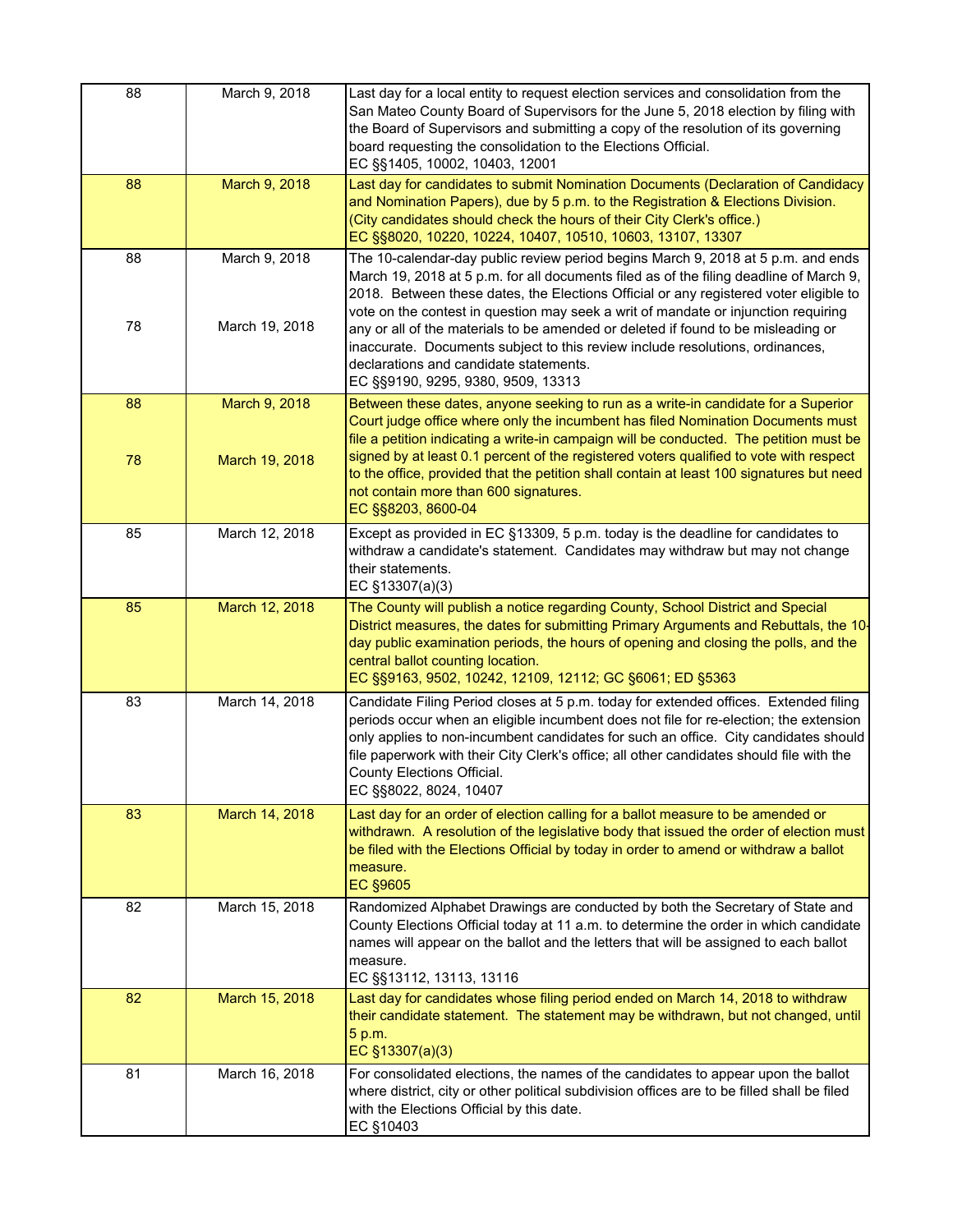| | | |
|---|---|---|
| 88 | March 9, 2018 | Last day for a local entity to request election services and consolidation from the San Mateo County Board of Supervisors for the June 5, 2018 election by filing with the Board of Supervisors and submitting a copy of the resolution of its governing board requesting the consolidation to the Elections Official.<br>EC §§1405, 10002, 10403, 12001 |
| 88 | March 9, 2018 | Last day for candidates to submit Nomination Documents (Declaration of Candidacy and Nomination Papers), due by 5 p.m. to the Registration & Elections Division. (City candidates should check the hours of their City Clerk's office.)<br>EC §§8020, 10220, 10224, 10407, 10510, 10603, 13107, 13307 |
| 88<br><br>78 | March 9, 2018<br><br>March 19, 2018 | The 10-calendar-day public review period begins March 9, 2018 at 5 p.m. and ends March 19, 2018 at 5 p.m. for all documents filed as of the filing deadline of March 9, 2018. Between these dates, the Elections Official or any registered voter eligible to vote on the contest in question may seek a writ of mandate or injunction requiring any or all of the materials to be amended or deleted if found to be misleading or inaccurate. Documents subject to this review include resolutions, ordinances, declarations and candidate statements.<br>EC §§9190, 9295, 9380, 9509, 13313 |
| 88<br><br>78 | March 9, 2018<br><br>March 19, 2018 | Between these dates, anyone seeking to run as a write-in candidate for a Superior Court judge office where only the incumbent has filed Nomination Documents must file a petition indicating a write-in campaign will be conducted. The petition must be signed by at least 0.1 percent of the registered voters qualified to vote with respect to the office, provided that the petition shall contain at least 100 signatures but need not contain more than 600 signatures.<br>EC §§8203, 8600-04 |
| 85 | March 12, 2018 | Except as provided in EC §13309, 5 p.m. today is the deadline for candidates to withdraw a candidate's statement. Candidates may withdraw but may not change their statements.<br>EC §13307(a)(3) |
| 85 | March 12, 2018 | The County will publish a notice regarding County, School District and Special District measures, the dates for submitting Primary Arguments and Rebuttals, the 10-day public examination periods, the hours of opening and closing the polls, and the central ballot counting location.<br>EC §§9163, 9502, 10242, 12109, 12112; GC §6061; ED §5363 |
| 83 | March 14, 2018 | Candidate Filing Period closes at 5 p.m. today for extended offices. Extended filing periods occur when an eligible incumbent does not file for re-election; the extension only applies to non-incumbent candidates for such an office. City candidates should file paperwork with their City Clerk's office; all other candidates should file with the County Elections Official.<br>EC §§8022, 8024, 10407 |
| 83 | March 14, 2018 | Last day for an order of election calling for a ballot measure to be amended or withdrawn. A resolution of the legislative body that issued the order of election must be filed with the Elections Official by today in order to amend or withdraw a ballot measure.<br>EC §9605 |
| 82 | March 15, 2018 | Randomized Alphabet Drawings are conducted by both the Secretary of State and County Elections Official today at 11 a.m. to determine the order in which candidate names will appear on the ballot and the letters that will be assigned to each ballot measure.<br>EC §§13112, 13113, 13116 |
| 82 | March 15, 2018 | Last day for candidates whose filing period ended on March 14, 2018 to withdraw their candidate statement. The statement may be withdrawn, but not changed, until 5 p.m.<br>EC §13307(a)(3) |
| 81 | March 16, 2018 | For consolidated elections, the names of the candidates to appear upon the ballot where district, city or other political subdivision offices are to be filled shall be filed with the Elections Official by this date.<br>EC §10403 |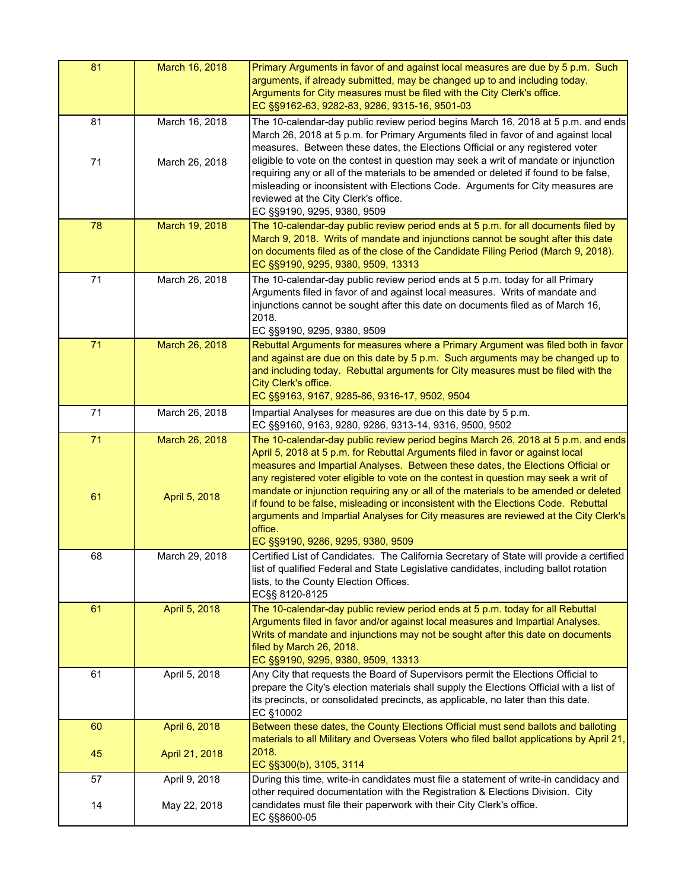| | | |
|---|---|---|
| 81 | March 16, 2018 | Primary Arguments in favor of and against local measures are due by 5 p.m. Such arguments, if already submitted, may be changed up to and including today. Arguments for City measures must be filed with the City Clerk's office.<br>EC §§9162-63, 9282-83, 9286, 9315-16, 9501-03 |
| 81<br><br>71 | March 16, 2018<br><br>March 26, 2018 | The 10-calendar-day public review period begins March 16, 2018 at 5 p.m. and ends March 26, 2018 at 5 p.m. for Primary Arguments filed in favor of and against local measures. Between these dates, the Elections Official or any registered voter eligible to vote on the contest in question may seek a writ of mandate or injunction requiring any or all of the materials to be amended or deleted if found to be false, misleading or inconsistent with Elections Code. Arguments for City measures are reviewed at the City Clerk's office.<br>EC §§9190, 9295, 9380, 9509 |
| 78 | March 19, 2018 | The 10-calendar-day public review period ends at 5 p.m. for all documents filed by March 9, 2018. Writs of mandate and injunctions cannot be sought after this date on documents filed as of the close of the Candidate Filing Period (March 9, 2018).<br>EC §§9190, 9295, 9380, 9509, 13313 |
| 71 | March 26, 2018 | The 10-calendar-day public review period ends at 5 p.m. today for all Primary Arguments filed in favor of and against local measures. Writs of mandate and injunctions cannot be sought after this date on documents filed as of March 16, 2018.<br>EC §§9190, 9295, 9380, 9509 |
| 71 | March 26, 2018 | Rebuttal Arguments for measures where a Primary Argument was filed both in favor and against are due on this date by 5 p.m. Such arguments may be changed up to and including today. Rebuttal arguments for City measures must be filed with the City Clerk's office.<br>EC §§9163, 9167, 9285-86, 9316-17, 9502, 9504 |
| 71 | March 26, 2018 | Impartial Analyses for measures are due on this date by 5 p.m.<br>EC §§9160, 9163, 9280, 9286, 9313-14, 9316, 9500, 9502 |
| 71<br><br>61 | March 26, 2018<br><br>April 5, 2018 | The 10-calendar-day public review period begins March 26, 2018 at 5 p.m. and ends April 5, 2018 at 5 p.m. for Rebuttal Arguments filed in favor or against local measures and Impartial Analyses. Between these dates, the Elections Official or any registered voter eligible to vote on the contest in question may seek a writ of mandate or injunction requiring any or all of the materials to be amended or deleted if found to be false, misleading or inconsistent with the Elections Code. Rebuttal arguments and Impartial Analyses for City measures are reviewed at the City Clerk's office.<br>EC §§9190, 9286, 9295, 9380, 9509 |
| 68 | March 29, 2018 | Certified List of Candidates. The California Secretary of State will provide a certified list of qualified Federal and State Legislative candidates, including ballot rotation lists, to the County Election Offices.<br>EC§§ 8120-8125 |
| 61 | April 5, 2018 | The 10-calendar-day public review period ends at 5 p.m. today for all Rebuttal Arguments filed in favor and/or against local measures and Impartial Analyses. Writs of mandate and injunctions may not be sought after this date on documents filed by March 26, 2018.<br>EC §§9190, 9295, 9380, 9509, 13313 |
| 61 | April 5, 2018 | Any City that requests the Board of Supervisors permit the Elections Official to prepare the City's election materials shall supply the Elections Official with a list of its precincts, or consolidated precincts, as applicable, no later than this date.<br>EC §10002 |
| 60<br><br>45 | April 6, 2018<br><br>April 21, 2018 | Between these dates, the County Elections Official must send ballots and balloting materials to all Military and Overseas Voters who filed ballot applications by April 21, 2018.<br>EC §§300(b), 3105, 3114 |
| 57<br><br>14 | April 9, 2018<br><br>May 22, 2018 | During this time, write-in candidates must file a statement of write-in candidacy and other required documentation with the Registration & Elections Division. City candidates must file their paperwork with their City Clerk's office.<br>EC §§8600-05 |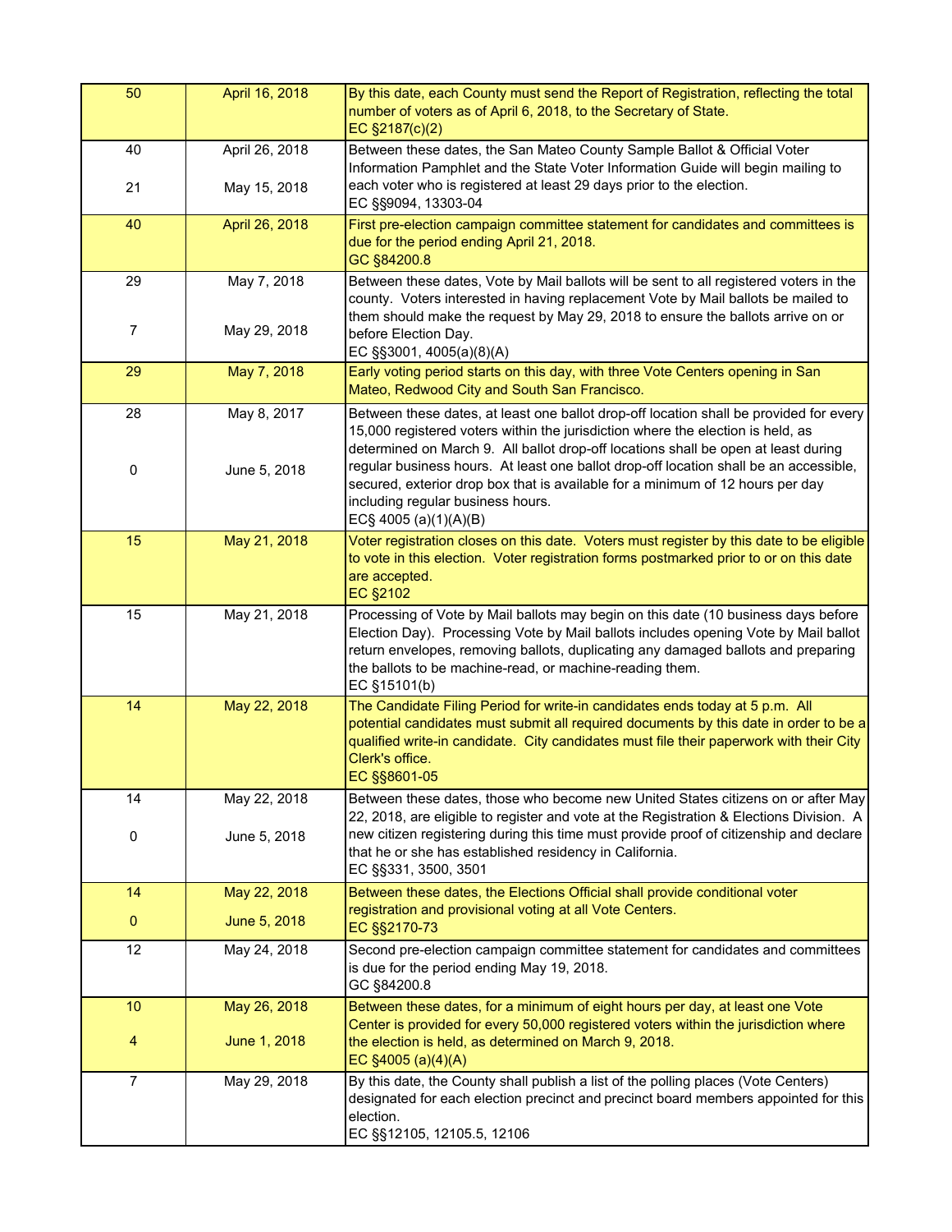| | | |
|---|---|---|
| 50 | April 16, 2018 | By this date, each County must send the Report of Registration, reflecting the total number of voters as of April 6, 2018, to the Secretary of State.<br>EC §2187(c)(2) |
| 40<br><br>21 | April 26, 2018<br><br>May 15, 2018 | Between these dates, the San Mateo County Sample Ballot & Official Voter Information Pamphlet and the State Voter Information Guide will begin mailing to each voter who is registered at least 29 days prior to the election.<br>EC §§9094, 13303-04 |
| 40 | April 26, 2018 | First pre-election campaign committee statement for candidates and committees is due for the period ending April 21, 2018.<br>GC §84200.8 |
| 29<br><br>7 | May 7, 2018<br><br>May 29, 2018 | Between these dates, Vote by Mail ballots will be sent to all registered voters in the county. Voters interested in having replacement Vote by Mail ballots be mailed to them should make the request by May 29, 2018 to ensure the ballots arrive on or before Election Day.<br>EC §§3001, 4005(a)(8)(A) |
| 29 | May 7, 2018 | Early voting period starts on this day, with three Vote Centers opening in San Mateo, Redwood City and South San Francisco. |
| 28<br><br>0 | May 8, 2017<br><br>June 5, 2018 | Between these dates, at least one ballot drop-off location shall be provided for every 15,000 registered voters within the jurisdiction where the election is held, as determined on March 9. All ballot drop-off locations shall be open at least during regular business hours. At least one ballot drop-off location shall be an accessible, secured, exterior drop box that is available for a minimum of 12 hours per day including regular business hours.<br>EC§ 4005 (a)(1)(A)(B) |
| 15 | May 21, 2018 | Voter registration closes on this date. Voters must register by this date to be eligible to vote in this election. Voter registration forms postmarked prior to or on this date are accepted.<br>EC §2102 |
| 15 | May 21, 2018 | Processing of Vote by Mail ballots may begin on this date (10 business days before Election Day). Processing Vote by Mail ballots includes opening Vote by Mail ballot return envelopes, removing ballots, duplicating any damaged ballots and preparing the ballots to be machine-read, or machine-reading them.<br>EC §15101(b) |
| 14 | May 22, 2018 | The Candidate Filing Period for write-in candidates ends today at 5 p.m. All potential candidates must submit all required documents by this date in order to be a qualified write-in candidate. City candidates must file their paperwork with their City Clerk's office.<br>EC §§8601-05 |
| 14<br><br>0 | May 22, 2018<br><br>June 5, 2018 | Between these dates, those who become new United States citizens on or after May 22, 2018, are eligible to register and vote at the Registration & Elections Division. A new citizen registering during this time must provide proof of citizenship and declare that he or she has established residency in California.<br>EC §§331, 3500, 3501 |
| 14<br><br>0 | May 22, 2018<br><br>June 5, 2018 | Between these dates, the Elections Official shall provide conditional voter registration and provisional voting at all Vote Centers.<br>EC §§2170-73 |
| 12 | May 24, 2018 | Second pre-election campaign committee statement for candidates and committees is due for the period ending May 19, 2018.<br>GC §84200.8 |
| 10<br><br>4 | May 26, 2018<br><br>June 1, 2018 | Between these dates, for a minimum of eight hours per day, at least one Vote Center is provided for every 50,000 registered voters within the jurisdiction where the election is held, as determined on March 9, 2018.<br>EC §4005 (a)(4)(A) |
| 7 | May 29, 2018 | By this date, the County shall publish a list of the polling places (Vote Centers) designated for each election precinct and precinct board members appointed for this election.<br>EC §§12105, 12105.5, 12106 |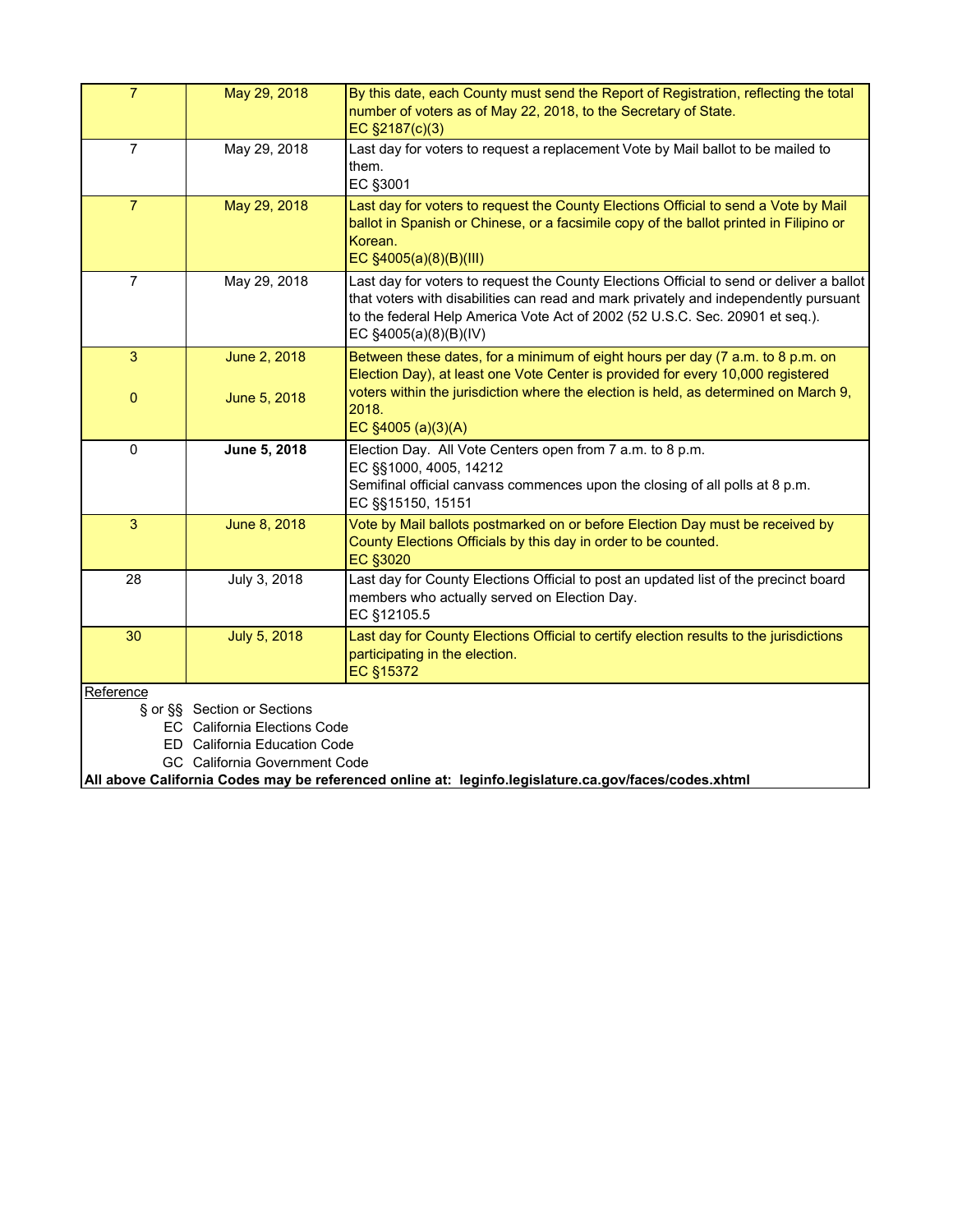| | | |
|---|---|---|
| 7 | May 29, 2018 | By this date, each County must send the Report of Registration, reflecting the total number of voters as of May 22, 2018, to the Secretary of State.<br>EC §2187(c)(3) |
| 7 | May 29, 2018 | Last day for voters to request a replacement Vote by Mail ballot to be mailed to them.<br>EC §3001 |
| 7 | May 29, 2018 | Last day for voters to request the County Elections Official to send a Vote by Mail ballot in Spanish or Chinese, or a facsimile copy of the ballot printed in Filipino or Korean.<br>EC §4005(a)(8)(B)(III) |
| 7 | May 29, 2018 | Last day for voters to request the County Elections Official to send or deliver a ballot that voters with disabilities can read and mark privately and independently pursuant to the federal Help America Vote Act of 2002 (52 U.S.C. Sec. 20901 et seq.).<br>EC §4005(a)(8)(B)(IV) |
| 3<br><br>0 | June 2, 2018<br><br>June 5, 2018 | Between these dates, for a minimum of eight hours per day (7 a.m. to 8 p.m. on Election Day), at least one Vote Center is provided for every 10,000 registered voters within the jurisdiction where the election is held, as determined on March 9, 2018.<br>EC §4005 (a)(3)(A) |
| 0 | **June 5, 2018** | Election Day. All Vote Centers open from 7 a.m. to 8 p.m.<br>EC §§1000, 4005, 14212<br>Semifinal official canvass commences upon the closing of all polls at 8 p.m.<br>EC §§15150, 15151 |
| 3 | June 8, 2018 | Vote by Mail ballots postmarked on or before Election Day must be received by County Elections Officials by this day in order to be counted.<br>EC §3020 |
| 28 | July 3, 2018 | Last day for County Elections Official to post an updated list of the precinct board members who actually served on Election Day.<br>EC §12105.5 |
| 30 | July 5, 2018 | Last day for County Elections Official to certify election results to the jurisdictions participating in the election.<br>EC §15372 |

Reference

§ or §§ Section or Sections
EC California Elections Code
ED California Education Code
GC California Government Code

**All above California Codes may be referenced online at: leginfo.legislature.ca.gov/faces/codes.xhtml**